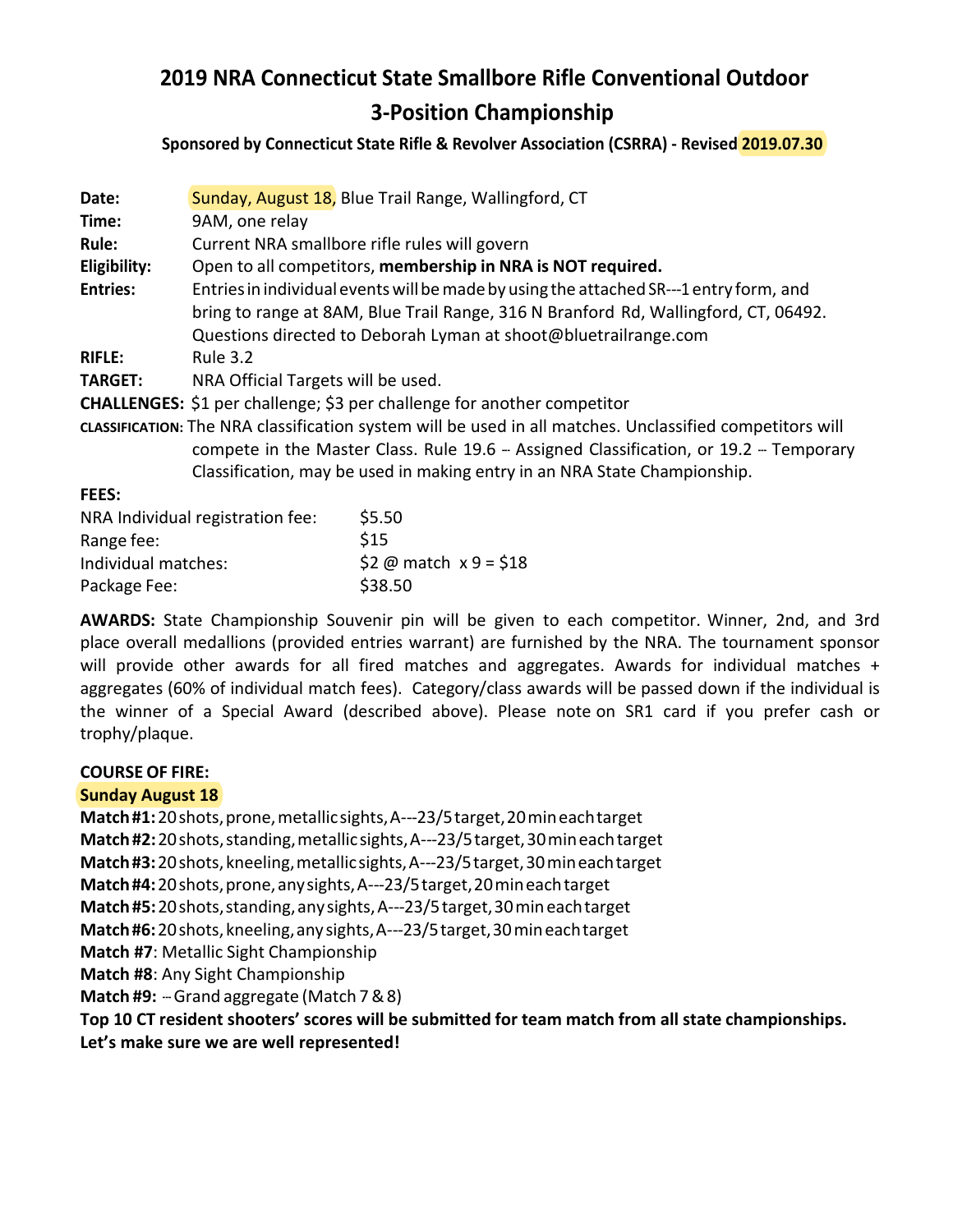# 2019 NRA Connecticut State Smallbore Rifle Conventional Outdoor 3-Position Championship

**Sponsored by Connecticut State Rifle & Revolver Association (CSRRA) - Revised 2019.07.30**

**Date:** Sunday, August 18, Blue Trail Range, Wallingford, CT

**Time:** 9AM, one relay

**Rule:** Current NRA smallbore rifle rules will govern

**Eligibility:** Open to all competitors, **membership in NRA is NOT required.**

**Entries:** Entries in individual events will be made by using the attached SR---1 entry form, and bring to range at 8AM, Blue Trail Range, 316 N Branford Rd, Wallingford, CT, 06492. Questions directed to Deborah Lyman at shoot@bluetrailrange.com

**RIFLE:** Rule 3.2

**TARGET:** NRA Official Targets will be used.

**CHALLENGES:** $1 per challenge; $3 per challenge for another competitor

**CLASSIFICATION:** The NRA classification system will be used in all matches. Unclassified competitors will compete in the Master Class. Rule 19.6 -- Assigned Classification, or 19.2 -- Temporary Classification, may be used in making entry in an NRA State Championship.

**FEES:**

| | |
|---|---|
| NRA Individual registration fee: | $5.50 |
| Range fee: | $15 |
| Individual matches: | $2 @ match x 9 = $18 |
| Package Fee: | $38.50 |

**AWARDS:** State Championship Souvenir pin will be given to each competitor. Winner, 2nd, and 3rd place overall medallions (provided entries warrant) are furnished by the NRA. The tournament sponsor will provide other awards for all fired matches and aggregates. Awards for individual matches + aggregates (60% of individual match fees). Category/class awards will be passed down if the individual is the winner of a Special Award (described above). Please note on SR1 card if you prefer cash or trophy/plaque.

**COURSE OF FIRE:**

**Sunday August 18**

**Match #1:** 20 shots, prone, metallic sights, A---23/5 target, 20 min each target
**Match #2:** 20 shots, standing, metallic sights, A---23/5 target, 30 min each target
**Match #3:** 20 shots, kneeling, metallic sights, A---23/5 target, 30 min each target
**Match #4:** 20 shots, prone, any sights, A---23/5 target, 20 min each target
**Match #5:** 20 shots, standing, any sights, A---23/5 target, 30 min each target
**Match #6:** 20 shots, kneeling, any sights, A---23/5 target, 30 min each target
**Match #7**: Metallic Sight Championship
**Match #8**: Any Sight Championship
**Match #9:** -- Grand aggregate (Match 7 & 8)

**Top 10 CT resident shooters' scores will be submitted for team match from all state championships. Let's make sure we are well represented!**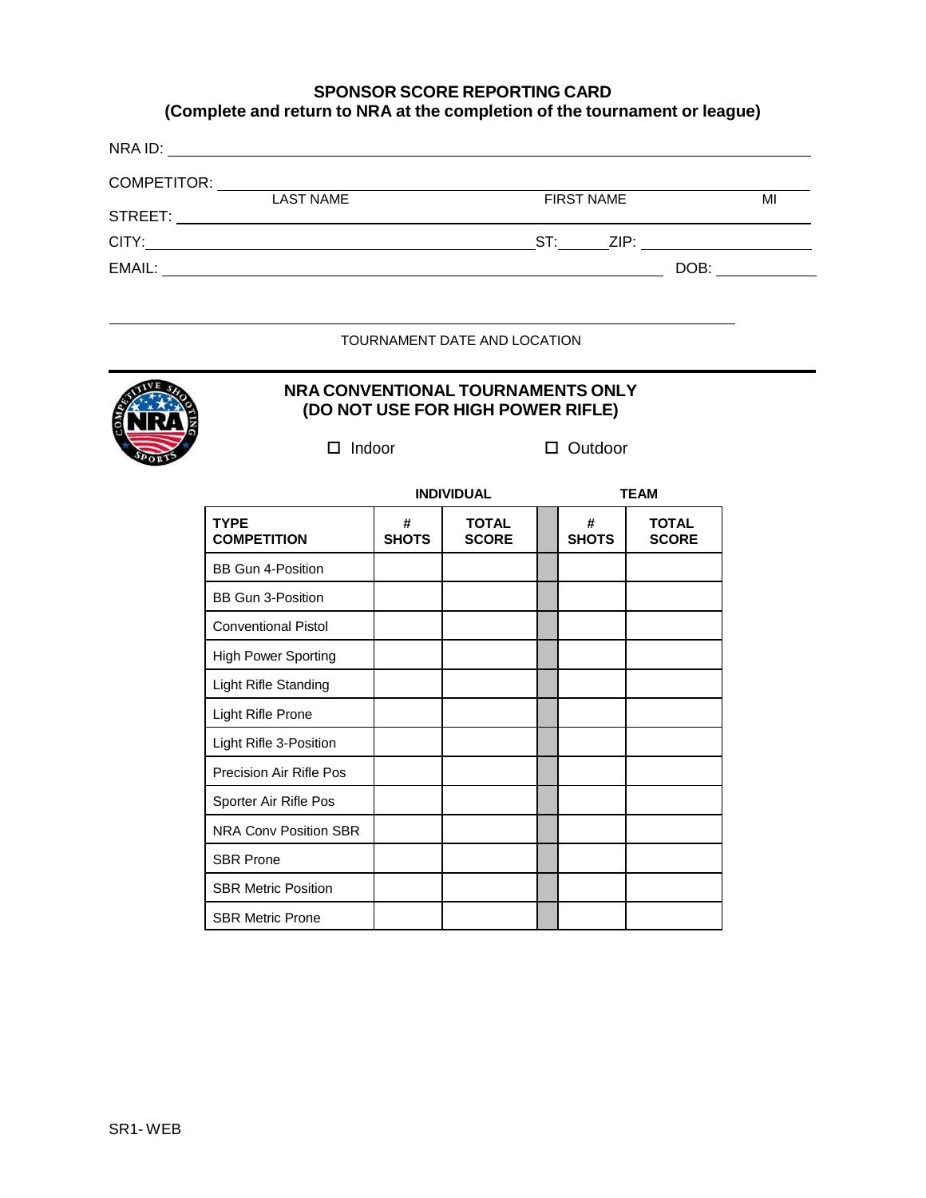# SPONSOR SCORE REPORTING CARD
**(Complete and return to NRA at the completion of the tournament or league)**

NRA ID: ______________________________________________

COMPETITOR: ______________________________________________
LAST NAME FIRST NAME MI

STREET: ______________________________________________

CITY: ______________________ ST: ______ ZIP: ______________

EMAIL: ______________________________________ DOB: __________

______________________________________________
TOURNAMENT DATE AND LOCATION

## NRA CONVENTIONAL TOURNAMENTS ONLY
## (DO NOT USE FOR HIGH POWER RIFLE)

☐ Indoor ☐ Outdoor

| | INDIVIDUAL | | | TEAM | |
|---|---|---|---|---|---|
| **TYPE COMPETITION** | **# SHOTS** | **TOTAL SCORE** | | **# SHOTS** | **TOTAL SCORE** |
| BB Gun 4-Position | | | | | |
| BB Gun 3-Position | | | | | |
| Conventional Pistol | | | | | |
| High Power Sporting | | | | | |
| Light Rifle Standing | | | | | |
| Light Rifle Prone | | | | | |
| Light Rifle 3-Position | | | | | |
| Precision Air Rifle Pos | | | | | |
| Sporter Air Rifle Pos | | | | | |
| NRA Conv Position SBR | | | | | |
| SBR Prone | | | | | |
| SBR Metric Position | | | | | |
| SBR Metric Prone | | | | | |

SR1- WEB